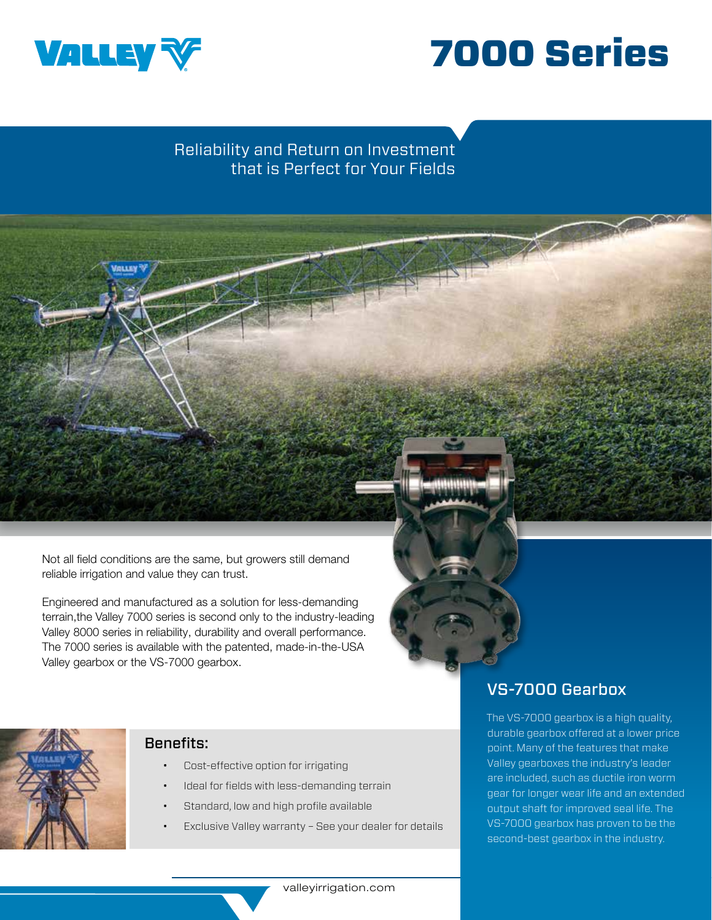# 7000 Series

Reliability and Return on Investment that is Perfect for Your Fields

Not all field conditions are the same, but growers still demand reliable irrigation and value they can trust.

Engineered and manufactured as a solution for less-demanding terrain,the Valley 7000 series is second only to the industry-leading Valley 8000 series in reliability, durability and overall performance. The 7000 series is available with the patented, made-in-the-USA Valley gearbox or the VS-7000 gearbox.

## Benefits:

- Cost-effective option for irrigating
- Ideal for fields with less-demanding terrain
- Standard, low and high profile available
- Exclusive Valley warranty – See your dealer for details

## VS-7000 Gearbox

The VS-7000 gearbox is a high quality, durable gearbox offered at a lower price point. Many of the features that make Valley gearboxes the industry's leader are included, such as ductile iron worm gear for longer wear life and an extended output shaft for improved seal life. The VS-7000 gearbox has proven to be the second-best gearbox in the industry.

valleyirrigation.com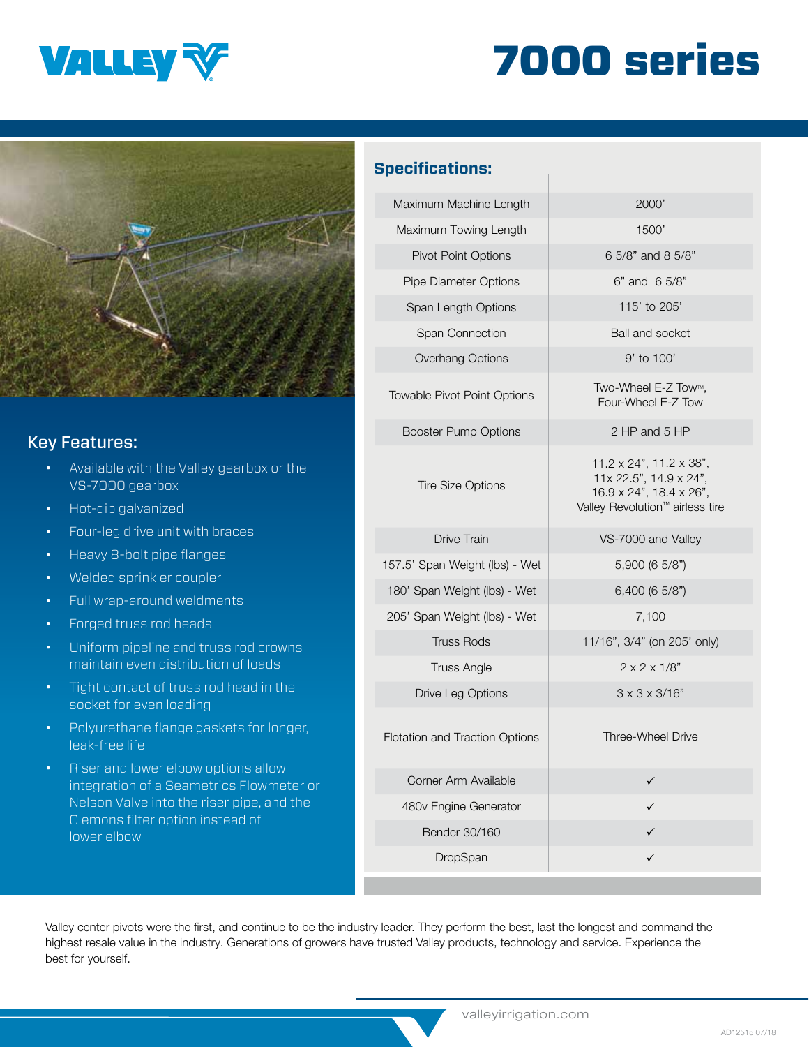# 7000 series

## Key Features:

- Available with the Valley gearbox or the VS-7000 gearbox
- Hot-dip galvanized
- Four-leg drive unit with braces
- Heavy 8-bolt pipe flanges
- Welded sprinkler coupler
- Full wrap-around weldments
- Forged truss rod heads
- Uniform pipeline and truss rod crowns maintain even distribution of loads
- Tight contact of truss rod head in the socket for even loading
- Polyurethane flange gaskets for longer, leak-free life
- Riser and lower elbow options allow integration of a Seametrics Flowmeter or Nelson Valve into the riser pipe, and the Clemons filter option instead of lower elbow

## Specifications:

| | |
|---|---|
| Maximum Machine Length | 2000' |
| Maximum Towing Length | 1500' |
| Pivot Point Options | 6 5/8" and 8 5/8" |
| Pipe Diameter Options | 6" and 6 5/8" |
| Span Length Options | 115' to 205' |
| Span Connection | Ball and socket |
| Overhang Options | 9' to 100' |
| Towable Pivot Point Options | Two-Wheel E-Z Tow™, Four-Wheel E-Z Tow |
| Booster Pump Options | 2 HP and 5 HP |
| Tire Size Options | 11.2 x 24", 11.2 x 38", 11x 22.5", 14.9 x 24", 16.9 x 24", 18.4 x 26", Valley Revolution™ airless tire |
| Drive Train | VS-7000 and Valley |
| 157.5' Span Weight (lbs) - Wet | 5,900 (6 5/8") |
| 180' Span Weight (lbs) - Wet | 6,400 (6 5/8") |
| 205' Span Weight (lbs) - Wet | 7,100 |
| Truss Rods | 11/16", 3/4" (on 205' only) |
| Truss Angle | 2 x 2 x 1/8" |
| Drive Leg Options | 3 x 3 x 3/16" |
| Flotation and Traction Options | Three-Wheel Drive |
| Corner Arm Available | ✓ |
| 480v Engine Generator | ✓ |
| Bender 30/160 | ✓ |
| DropSpan | ✓ |

Valley center pivots were the first, and continue to be the industry leader. They perform the best, last the longest and command the highest resale value in the industry. Generations of growers have trusted Valley products, technology and service. Experience the best for yourself.

valleyirrigation.com

AD12515 07/18